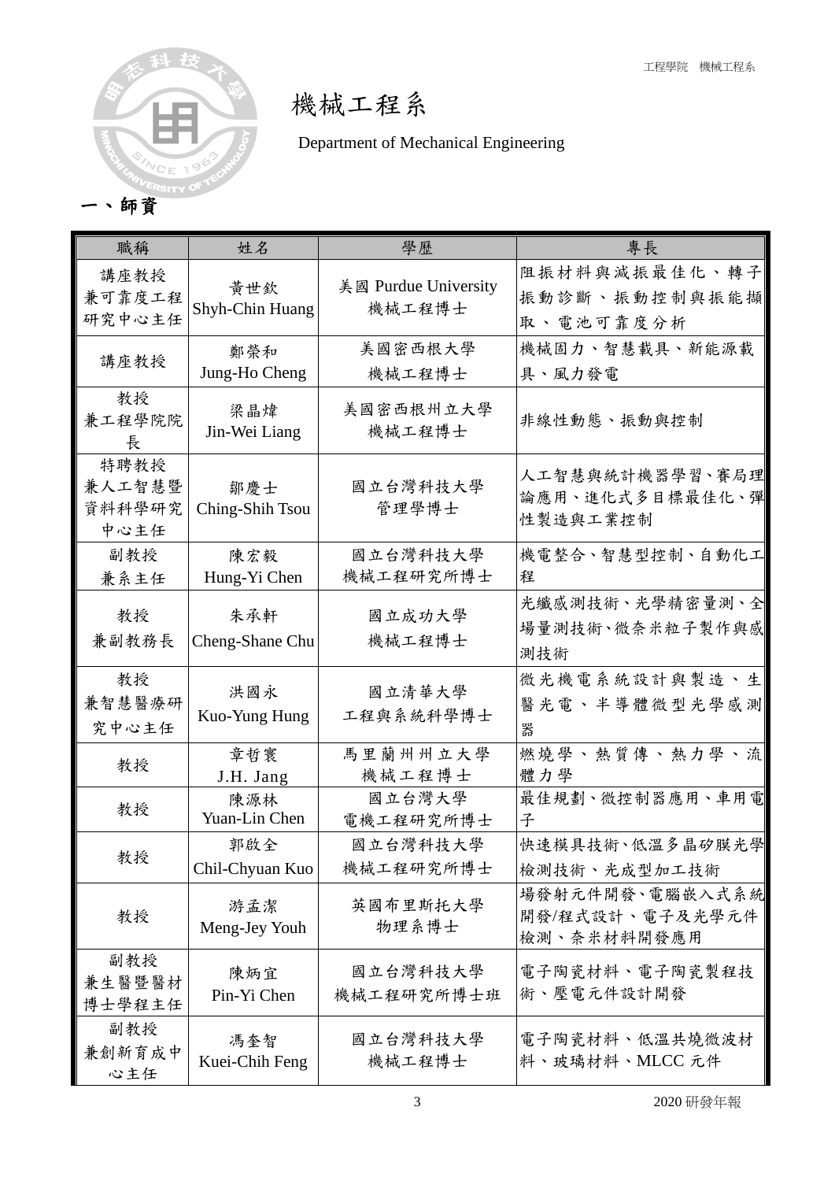# 機械工程系

Department of Mechanical Engineering

## 一、師資

| 職稱 | 姓名 | 學歷 | 專長 |
| --- | --- | --- | --- |
| 講座教授<br>兼可靠度工程研究中心主任 | 黃世欽<br>Shyh-Chin Huang | 美國 Purdue University<br>機械工程博士 | 阻振材料與減振最佳化、轉子振動診斷、振動控制與振能擷取、電池可靠度分析 |
| 講座教授 | 鄭榮和<br>Jung-Ho Cheng | 美國密西根大學<br>機械工程博士 | 機械固力、智慧載具、新能源載具、風力發電 |
| 教授<br>兼工程學院院長 | 梁晶煒<br>Jin-Wei Liang | 美國密西根州立大學<br>機械工程博士 | 非線性動態、振動與控制 |
| 特聘教授<br>兼人工智慧暨資料科學研究中心主任 | 鄒慶士<br>Ching-Shih Tsou | 國立台灣科技大學<br>管理學博士 | 人工智慧與統計機器學習、賽局理論應用、進化式多目標最佳化、彈性製造與工業控制 |
| 副教授<br>兼系主任 | 陳宏毅<br>Hung-Yi Chen | 國立台灣科技大學<br>機械工程研究所博士 | 機電整合、智慧型控制、自動化工程 |
| 教授<br>兼副教務長 | 朱承軒<br>Cheng-Shane Chu | 國立成功大學<br>機械工程博士 | 光纖感測技術、光學精密量測、全場量測技術、微奈米粒子製作與感測技術 |
| 教授<br>兼智慧醫療研究中心主任 | 洪國永<br>Kuo-Yung Hung | 國立清華大學<br>工程與系統科學博士 | 微光機電系統設計與製造、生醫光電、半導體微型光學感測器 |
| 教授 | 章哲寰<br>J.H. Jang | 馬里蘭州州立大學<br>機械工程博士 | 燃燒學、熱質傳、熱力學、流體力學 |
| 教授 | 陳源林<br>Yuan-Lin Chen | 國立台灣大學<br>電機工程研究所博士 | 最佳規劃、微控制器應用、車用電子 |
| 教授 | 郭啟全<br>Chil-Chyuan Kuo | 國立台灣科技大學<br>機械工程研究所博士 | 快速模具技術、低溫多晶矽膜光學檢測技術、光成型加工技術 |
| 教授 | 游孟潔<br>Meng-Jey Youh | 英國布里斯托大學<br>物理系博士 | 場發射元件開發、電腦嵌入式系統開發/程式設計、電子及光學元件檢測、奈米材料開發應用 |
| 副教授<br>兼生醫暨醫材博士學程主任 | 陳炳宜<br>Pin-Yi Chen | 國立台灣科技大學<br>機械工程研究所博士班 | 電子陶瓷材料、電子陶瓷製程技術、壓電元件設計開發 |
| 副教授<br>兼創新育成中心主任 | 馮奎智<br>Kuei-Chih Feng | 國立台灣科技大學<br>機械工程博士 | 電子陶瓷材料、低溫共燒微波材料、玻璃材料、MLCC 元件 |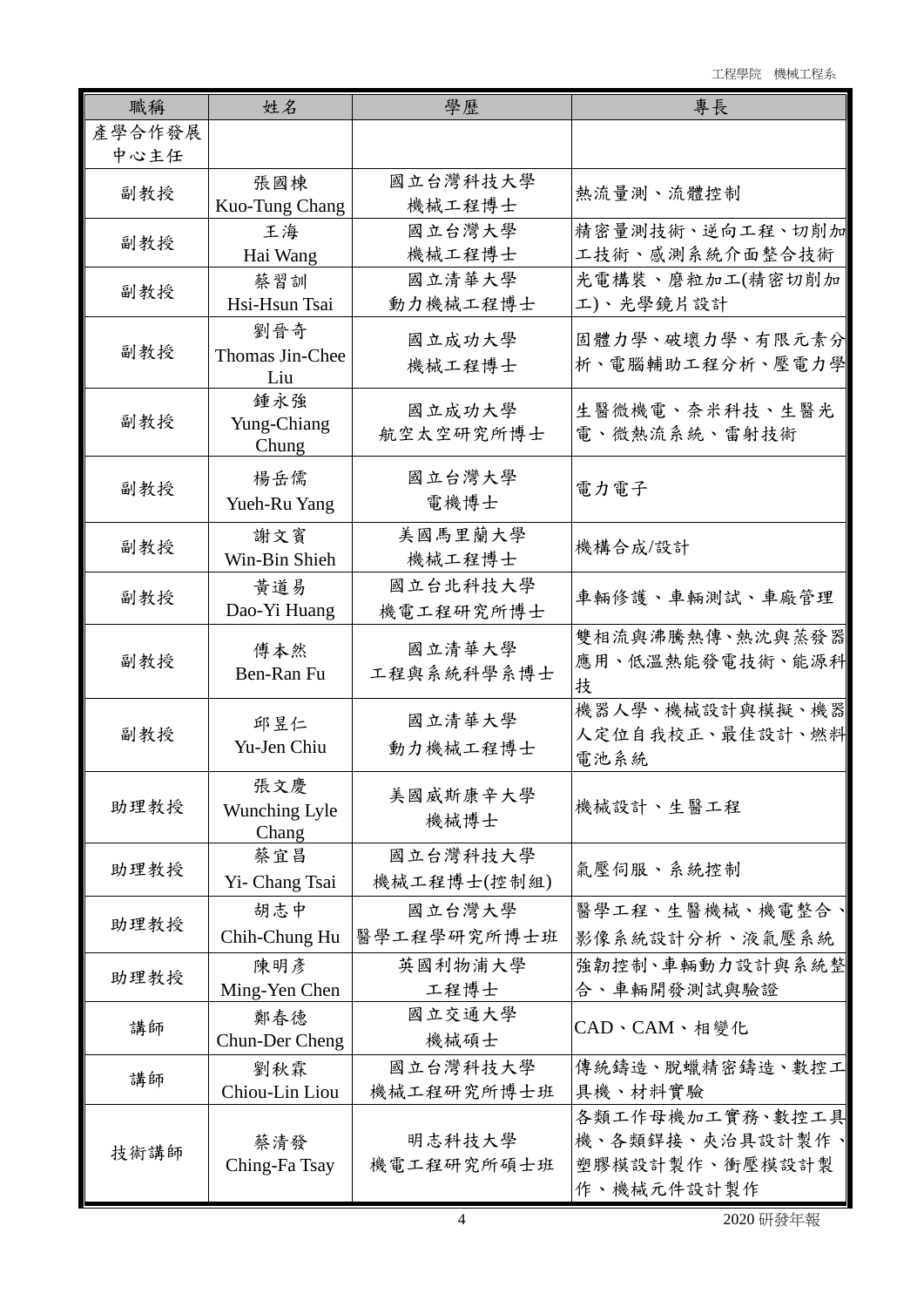| 職稱 | 姓名 | 學歷 | 專長 |
|---|---|---|---|
| 產學合作發展中心主任 | | | |
| 副教授 | 張國棟 Kuo-Tung Chang | 國立台灣科技大學 機械工程博士 | 熱流量測、流體控制 |
| 副教授 | 王海 Hai Wang | 國立台灣大學 機械工程博士 | 精密量測技術、逆向工程、切削加工技術、感測系統介面整合技術 |
| 副教授 | 蔡習訓 Hsi-Hsun Tsai | 國立清華大學 動力機械工程博士 | 光電構裝、磨粒加工(精密切削加工)、光學鏡片設計 |
| 副教授 | 劉晉奇 Thomas Jin-Chee Liu | 國立成功大學 機械工程博士 | 固體力學、破壞力學、有限元素分析、電腦輔助工程分析、壓電力學 |
| 副教授 | 鍾永強 Yung-Chiang Chung | 國立成功大學 航空太空研究所博士 | 生醫微機電、奈米科技、生醫光電、微熱流系統、雷射技術 |
| 副教授 | 楊岳儒 Yueh-Ru Yang | 國立台灣大學 電機博士 | 電力電子 |
| 副教授 | 謝文賓 Win-Bin Shieh | 美國馬里蘭大學 機械工程博士 | 機構合成/設計 |
| 副教授 | 黃道易 Dao-Yi Huang | 國立台北科技大學 機電工程研究所博士 | 車輛修護、車輛測試、車廠管理 |
| 副教授 | 傅本然 Ben-Ran Fu | 國立清華大學 工程與系統科學系博士 | 雙相流與沸騰熱傳、熱沈與蒸發器應用、低溫熱能發電技術、能源科技 |
| 副教授 | 邱昱仁 Yu-Jen Chiu | 國立清華大學 動力機械工程博士 | 機器人學、機械設計與模擬、機器人定位自我校正、最佳設計、燃料電池系統 |
| 助理教授 | 張文慶 Wunching Lyle Chang | 美國威斯康辛大學 機械博士 | 機械設計、生醫工程 |
| 助理教授 | 蔡宜昌 Yi- Chang Tsai | 國立台灣科技大學 機械工程博士(控制組) | 氣壓伺服、系統控制 |
| 助理教授 | 胡志中 Chih-Chung Hu | 國立台灣大學 醫學工程學研究所博士班 | 醫學工程、生醫機械、機電整合、影像系統設計分析、液氣壓系統 |
| 助理教授 | 陳明彥 Ming-Yen Chen | 英國利物浦大學 工程博士 | 強韌控制、車輛動力設計與系統整合、車輛開發測試與驗證 |
| 講師 | 鄭春德 Chun-Der Cheng | 國立交通大學 機械碩士 | CAD、CAM、相變化 |
| 講師 | 劉秋霖 Chiou-Lin Liou | 國立台灣科技大學 機械工程研究所博士班 | 傳統鑄造、脫蠟精密鑄造、數控工具機、材料實驗 |
| 技術講師 | 蔡清發 Ching-Fa Tsay | 明志科技大學 機電工程研究所碩士班 | 各類工作母機加工實務、數控工具機、各類銲接、夾治具設計製作、塑膠模設計製作、衝壓模設計製作、機械元件設計製作 |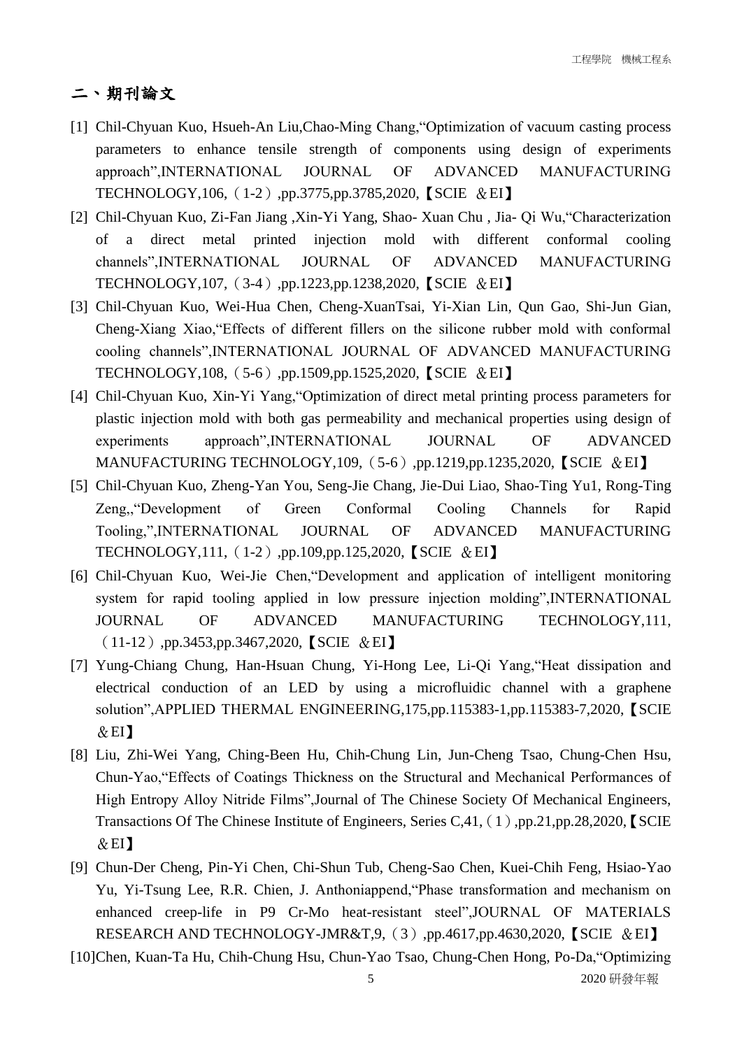## 二、期刊論文

[1] Chil-Chyuan Kuo, Hsueh-An Liu,Chao-Ming Chang,"Optimization of vacuum casting process parameters to enhance tensile strength of components using design of experiments approach",INTERNATIONAL JOURNAL OF ADVANCED MANUFACTURING TECHNOLOGY,106,（1-2）,pp.3775,pp.3785,2020,【SCIE ＆EI】

[2] Chil-Chyuan Kuo, Zi-Fan Jiang ,Xin-Yi Yang, Shao- Xuan Chu , Jia- Qi Wu,"Characterization of a direct metal printed injection mold with different conformal cooling channels",INTERNATIONAL JOURNAL OF ADVANCED MANUFACTURING TECHNOLOGY,107,（3-4）,pp.1223,pp.1238,2020,【SCIE ＆EI】

[3] Chil-Chyuan Kuo, Wei-Hua Chen, Cheng-XuanTsai, Yi-Xian Lin, Qun Gao, Shi-Jun Gian, Cheng-Xiang Xiao,"Effects of different fillers on the silicone rubber mold with conformal cooling channels",INTERNATIONAL JOURNAL OF ADVANCED MANUFACTURING TECHNOLOGY,108,（5-6）,pp.1509,pp.1525,2020,【SCIE ＆EI】

[4] Chil-Chyuan Kuo, Xin-Yi Yang,"Optimization of direct metal printing process parameters for plastic injection mold with both gas permeability and mechanical properties using design of experiments approach",INTERNATIONAL JOURNAL OF ADVANCED MANUFACTURING TECHNOLOGY,109,（5-6）,pp.1219,pp.1235,2020,【SCIE ＆EI】

[5] Chil-Chyuan Kuo, Zheng-Yan You, Seng-Jie Chang, Jie-Dui Liao, Shao-Ting Yu1, Rong-Ting Zeng,,"Development of Green Conformal Cooling Channels for Rapid Tooling,",INTERNATIONAL JOURNAL OF ADVANCED MANUFACTURING TECHNOLOGY,111,（1-2）,pp.109,pp.125,2020,【SCIE ＆EI】

[6] Chil-Chyuan Kuo, Wei-Jie Chen,"Development and application of intelligent monitoring system for rapid tooling applied in low pressure injection molding",INTERNATIONAL JOURNAL OF ADVANCED MANUFACTURING TECHNOLOGY,111,（11-12）,pp.3453,pp.3467,2020,【SCIE ＆EI】

[7] Yung-Chiang Chung, Han-Hsuan Chung, Yi-Hong Lee, Li-Qi Yang,"Heat dissipation and electrical conduction of an LED by using a microfluidic channel with a graphene solution",APPLIED THERMAL ENGINEERING,175,pp.115383-1,pp.115383-7,2020,【SCIE ＆EI】

[8] Liu, Zhi-Wei Yang, Ching-Been Hu, Chih-Chung Lin, Jun-Cheng Tsao, Chung-Chen Hsu, Chun-Yao,"Effects of Coatings Thickness on the Structural and Mechanical Performances of High Entropy Alloy Nitride Films",Journal of The Chinese Society Of Mechanical Engineers, Transactions Of The Chinese Institute of Engineers, Series C,41,（1）,pp.21,pp.28,2020,【SCIE ＆EI】

[9] Chun-Der Cheng, Pin-Yi Chen, Chi-Shun Tub, Cheng-Sao Chen, Kuei-Chih Feng, Hsiao-Yao Yu, Yi-Tsung Lee, R.R. Chien, J. Anthoniappend,"Phase transformation and mechanism on enhanced creep-life in P9 Cr-Mo heat-resistant steel",JOURNAL OF MATERIALS RESEARCH AND TECHNOLOGY-JMR&T,9,（3）,pp.4617,pp.4630,2020,【SCIE ＆EI】

[10]Chen, Kuan-Ta Hu, Chih-Chung Hsu, Chun-Yao Tsao, Chung-Chen Hong, Po-Da,"Optimizing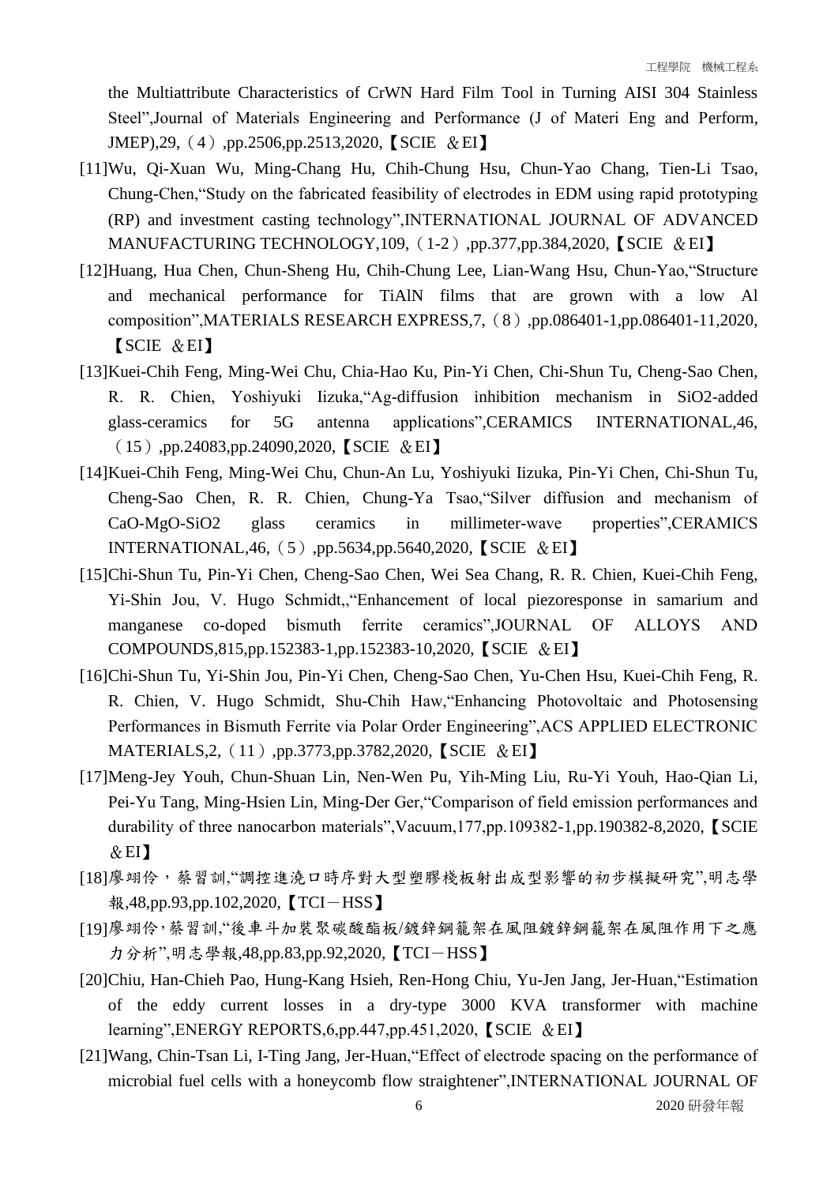the Multiattribute Characteristics of CrWN Hard Film Tool in Turning AISI 304 Stainless Steel",Journal of Materials Engineering and Performance (J of Materi Eng and Perform, JMEP),29,（4）,pp.2506,pp.2513,2020,【SCIE ＆EI】

[11]Wu, Qi-Xuan Wu, Ming-Chang Hu, Chih-Chung Hsu, Chun-Yao Chang, Tien-Li Tsao, Chung-Chen,"Study on the fabricated feasibility of electrodes in EDM using rapid prototyping (RP) and investment casting technology",INTERNATIONAL JOURNAL OF ADVANCED MANUFACTURING TECHNOLOGY,109,（1-2）,pp.377,pp.384,2020,【SCIE ＆EI】

[12]Huang, Hua Chen, Chun-Sheng Hu, Chih-Chung Lee, Lian-Wang Hsu, Chun-Yao,"Structure and mechanical performance for TiAlN films that are grown with a low Al composition",MATERIALS RESEARCH EXPRESS,7,（8）,pp.086401-1,pp.086401-11,2020,【SCIE ＆EI】

[13]Kuei-Chih Feng, Ming-Wei Chu, Chia-Hao Ku, Pin-Yi Chen, Chi-Shun Tu, Cheng-Sao Chen, R. R. Chien, Yoshiyuki Iizuka,"Ag-diffusion inhibition mechanism in SiO2-added glass-ceramics for 5G antenna applications",CERAMICS INTERNATIONAL,46,（15）,pp.24083,pp.24090,2020,【SCIE ＆EI】

[14]Kuei-Chih Feng, Ming-Wei Chu, Chun-An Lu, Yoshiyuki Iizuka, Pin-Yi Chen, Chi-Shun Tu, Cheng-Sao Chen, R. R. Chien, Chung-Ya Tsao,"Silver diffusion and mechanism of CaO-MgO-SiO2 glass ceramics in millimeter-wave properties",CERAMICS INTERNATIONAL,46,（5）,pp.5634,pp.5640,2020,【SCIE ＆EI】

[15]Chi-Shun Tu, Pin-Yi Chen, Cheng-Sao Chen, Wei Sea Chang, R. R. Chien, Kuei-Chih Feng, Yi-Shin Jou, V. Hugo Schmidt,,"Enhancement of local piezoresponse in samarium and manganese co-doped bismuth ferrite ceramics",JOURNAL OF ALLOYS AND COMPOUNDS,815,pp.152383-1,pp.152383-10,2020,【SCIE ＆EI】

[16]Chi-Shun Tu, Yi-Shin Jou, Pin-Yi Chen, Cheng-Sao Chen, Yu-Chen Hsu, Kuei-Chih Feng, R. R. Chien, V. Hugo Schmidt, Shu-Chih Haw,"Enhancing Photovoltaic and Photosensing Performances in Bismuth Ferrite via Polar Order Engineering",ACS APPLIED ELECTRONIC MATERIALS,2,（11）,pp.3773,pp.3782,2020,【SCIE ＆EI】

[17]Meng-Jey Youh, Chun-Shuan Lin, Nen-Wen Pu, Yih-Ming Liu, Ru-Yi Youh, Hao-Qian Li, Pei-Yu Tang, Ming-Hsien Lin, Ming-Der Ger,"Comparison of field emission performances and durability of three nanocarbon materials",Vacuum,177,pp.109382-1,pp.190382-8,2020,【SCIE ＆EI】

[18]廖翊伶，蔡習訓,"調控進澆口時序對大型塑膠棧板射出成型影響的初步模擬研究",明志學報,48,pp.93,pp.102,2020,【TCI－HSS】

[19]廖翊伶,蔡習訓,"後車斗加裝聚碳酸酯板/鍍鋅鋼籠架在風阻鍍鋅鋼籠架在風阻作用下之應力分析",明志學報,48,pp.83,pp.92,2020,【TCI－HSS】

[20]Chiu, Han-Chieh Pao, Hung-Kang Hsieh, Ren-Hong Chiu, Yu-Jen Jang, Jer-Huan,"Estimation of the eddy current losses in a dry-type 3000 KVA transformer with machine learning",ENERGY REPORTS,6,pp.447,pp.451,2020,【SCIE ＆EI】

[21]Wang, Chin-Tsan Li, I-Ting Jang, Jer-Huan,"Effect of electrode spacing on the performance of microbial fuel cells with a honeycomb flow straightener",INTERNATIONAL JOURNAL OF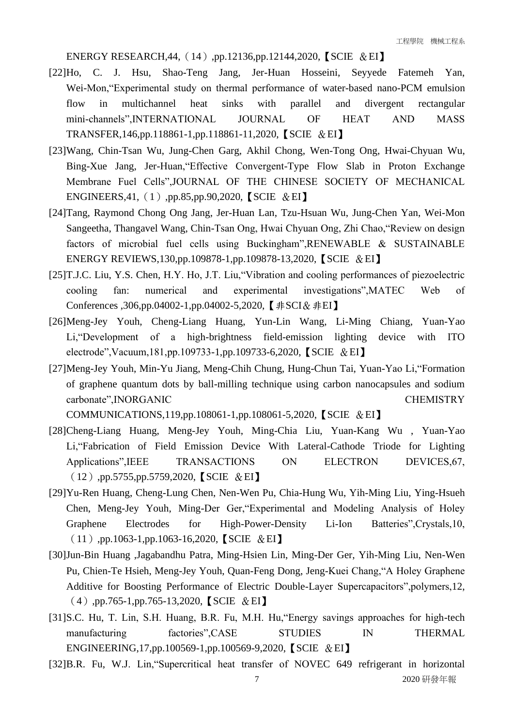ENERGY RESEARCH,44,（14）,pp.12136,pp.12144,2020,【SCIE ＆EI】

[22]Ho, C. J. Hsu, Shao-Teng Jang, Jer-Huan Hosseini, Seyyede Fatemeh Yan, Wei-Mon,"Experimental study on thermal performance of water-based nano-PCM emulsion flow in multichannel heat sinks with parallel and divergent rectangular mini-channels",INTERNATIONAL JOURNAL OF HEAT AND MASS TRANSFER,146,pp.118861-1,pp.118861-11,2020,【SCIE ＆EI】

[23]Wang, Chin-Tsan Wu, Jung-Chen Garg, Akhil Chong, Wen-Tong Ong, Hwai-Chyuan Wu, Bing-Xue Jang, Jer-Huan,"Effective Convergent-Type Flow Slab in Proton Exchange Membrane Fuel Cells",JOURNAL OF THE CHINESE SOCIETY OF MECHANICAL ENGINEERS,41,（1）,pp.85,pp.90,2020,【SCIE ＆EI】

[24]Tang, Raymond Chong Ong Jang, Jer-Huan Lan, Tzu-Hsuan Wu, Jung-Chen Yan, Wei-Mon Sangeetha, Thangavel Wang, Chin-Tsan Ong, Hwai Chyuan Ong, Zhi Chao,"Review on design factors of microbial fuel cells using Buckingham",RENEWABLE & SUSTAINABLE ENERGY REVIEWS,130,pp.109878-1,pp.109878-13,2020,【SCIE ＆EI】

[25]T.J.C. Liu, Y.S. Chen, H.Y. Ho, J.T. Liu,"Vibration and cooling performances of piezoelectric cooling fan: numerical and experimental investigations",MATEC Web of Conferences ,306,pp.04002-1,pp.04002-5,2020,【非SCI＆非EI】

[26]Meng-Jey Youh, Cheng-Liang Huang, Yun-Lin Wang, Li-Ming Chiang, Yuan-Yao Li,"Development of a high-brightness field-emission lighting device with ITO electrode",Vacuum,181,pp.109733-1,pp.109733-6,2020,【SCIE ＆EI】

[27]Meng-Jey Youh, Min-Yu Jiang, Meng-Chih Chung, Hung-Chun Tai, Yuan-Yao Li,"Formation of graphene quantum dots by ball-milling technique using carbon nanocapsules and sodium carbonate",INORGANIC CHEMISTRY COMMUNICATIONS,119,pp.108061-1,pp.108061-5,2020,【SCIE ＆EI】

[28]Cheng-Liang Huang, Meng-Jey Youh, Ming-Chia Liu, Yuan-Kang Wu , Yuan-Yao Li,"Fabrication of Field Emission Device With Lateral-Cathode Triode for Lighting Applications",IEEE TRANSACTIONS ON ELECTRON DEVICES,67,（12）,pp.5755,pp.5759,2020,【SCIE ＆EI】

[29]Yu-Ren Huang, Cheng-Lung Chen, Nen-Wen Pu, Chia-Hung Wu, Yih-Ming Liu, Ying-Hsueh Chen, Meng-Jey Youh, Ming-Der Ger,"Experimental and Modeling Analysis of Holey Graphene Electrodes for High-Power-Density Li-Ion Batteries",Crystals,10,（11）,pp.1063-1,pp.1063-16,2020,【SCIE ＆EI】

[30]Jun-Bin Huang ,Jagabandhu Patra, Ming-Hsien Lin, Ming-Der Ger, Yih-Ming Liu, Nen-Wen Pu, Chien-Te Hsieh, Meng-Jey Youh, Quan-Feng Dong, Jeng-Kuei Chang,"A Holey Graphene Additive for Boosting Performance of Electric Double-Layer Supercapacitors",polymers,12,（4）,pp.765-1,pp.765-13,2020,【SCIE ＆EI】

[31]S.C. Hu, T. Lin, S.H. Huang, B.R. Fu, M.H. Hu,"Energy savings approaches for high-tech manufacturing factories",CASE STUDIES IN THERMAL ENGINEERING,17,pp.100569-1,pp.100569-9,2020,【SCIE ＆EI】

[32]B.R. Fu, W.J. Lin,"Supercritical heat transfer of NOVEC 649 refrigerant in horizontal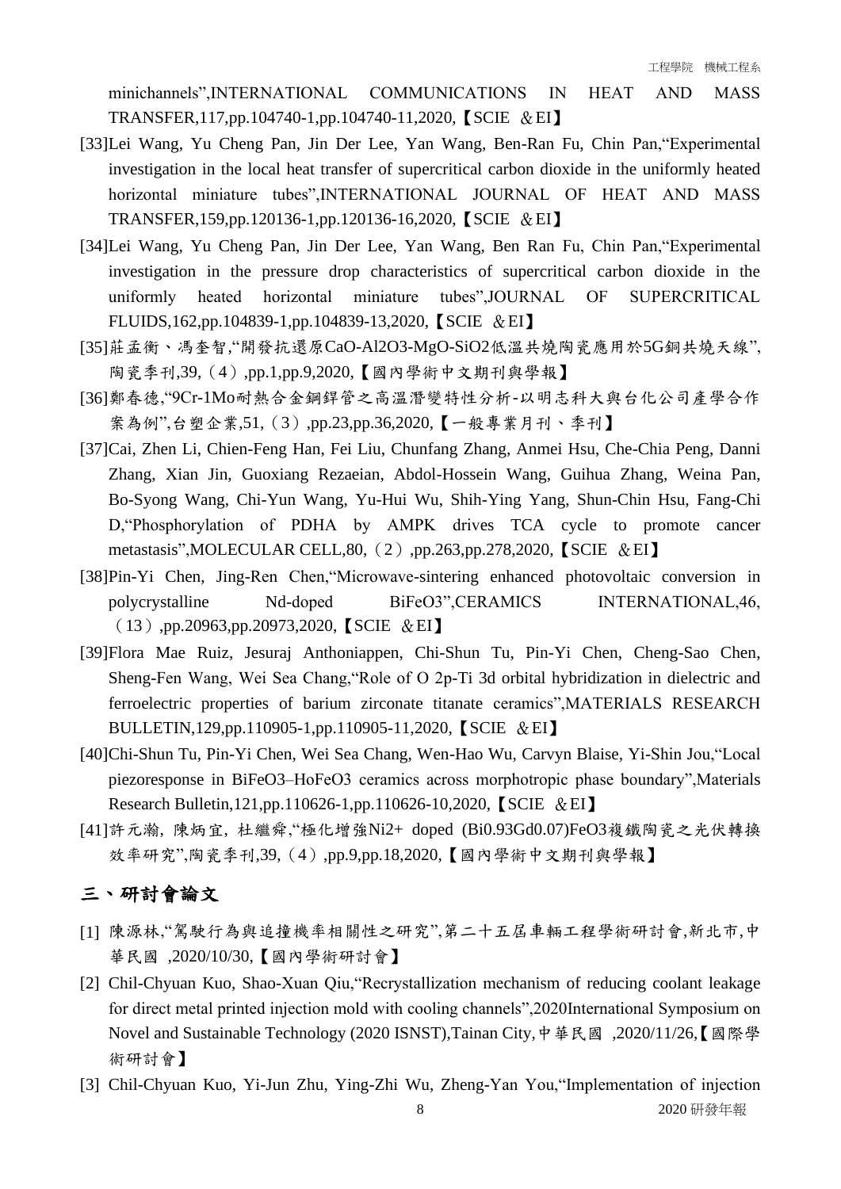minichannels",INTERNATIONAL COMMUNICATIONS IN HEAT AND MASS TRANSFER,117,pp.104740-1,pp.104740-11,2020,【SCIE ＆EI】

[33]Lei Wang, Yu Cheng Pan, Jin Der Lee, Yan Wang, Ben-Ran Fu, Chin Pan,"Experimental investigation in the local heat transfer of supercritical carbon dioxide in the uniformly heated horizontal miniature tubes",INTERNATIONAL JOURNAL OF HEAT AND MASS TRANSFER,159,pp.120136-1,pp.120136-16,2020,【SCIE ＆EI】

[34]Lei Wang, Yu Cheng Pan, Jin Der Lee, Yan Wang, Ben Ran Fu, Chin Pan,"Experimental investigation in the pressure drop characteristics of supercritical carbon dioxide in the uniformly heated horizontal miniature tubes",JOURNAL OF SUPERCRITICAL FLUIDS,162,pp.104839-1,pp.104839-13,2020,【SCIE ＆EI】

[35]莊孟衡、馮奎智,"開發抗還原CaO-Al2O3-MgO-SiO2低溫共燒陶瓷應用於5G銅共燒天線",陶瓷季刊,39,（4）,pp.1,pp.9,2020,【國內學術中文期刊與學報】

[36]鄭春德,"9Cr-1Mo耐熱合金鋼銲管之高溫潛變特性分析-以明志科大與台化公司產學合作案為例",台塑企業,51,（3）,pp.23,pp.36,2020,【一般專業月刊、季刊】

[37]Cai, Zhen Li, Chien-Feng Han, Fei Liu, Chunfang Zhang, Anmei Hsu, Che-Chia Peng, Danni Zhang, Xian Jin, Guoxiang Rezaeian, Abdol-Hossein Wang, Guihua Zhang, Weina Pan, Bo-Syong Wang, Chi-Yun Wang, Yu-Hui Wu, Shih-Ying Yang, Shun-Chin Hsu, Fang-Chi D,"Phosphorylation of PDHA by AMPK drives TCA cycle to promote cancer metastasis",MOLECULAR CELL,80,（2）,pp.263,pp.278,2020,【SCIE ＆EI】

[38]Pin-Yi Chen, Jing-Ren Chen,"Microwave-sintering enhanced photovoltaic conversion in polycrystalline Nd-doped BiFeO3",CERAMICS INTERNATIONAL,46,（13）,pp.20963,pp.20973,2020,【SCIE ＆EI】

[39]Flora Mae Ruiz, Jesuraj Anthoniappen, Chi-Shun Tu, Pin-Yi Chen, Cheng-Sao Chen, Sheng-Fen Wang, Wei Sea Chang,"Role of O 2p-Ti 3d orbital hybridization in dielectric and ferroelectric properties of barium zirconate titanate ceramics",MATERIALS RESEARCH BULLETIN,129,pp.110905-1,pp.110905-11,2020,【SCIE ＆EI】

[40]Chi-Shun Tu, Pin-Yi Chen, Wei Sea Chang, Wen-Hao Wu, Carvyn Blaise, Yi-Shin Jou,"Local piezoresponse in BiFeO3–HoFeO3 ceramics across morphotropic phase boundary",Materials Research Bulletin,121,pp.110626-1,pp.110626-10,2020,【SCIE ＆EI】

[41]許元瀚, 陳炳宜, 杜繼舜,"極化增強Ni2+ doped (Bi0.93Gd0.07)FeO3複鐵陶瓷之光伏轉換效率研究",陶瓷季刊,39,（4）,pp.9,pp.18,2020,【國內學術中文期刊與學報】

## 三、研討會論文

[1] 陳源林,"駕駛行為與追撞機率相關性之研究",第二十五屆車輛工程學術研討會,新北市,中華民國 ,2020/10/30,【國內學術研討會】

[2] Chil-Chyuan Kuo, Shao-Xuan Qiu,"Recrystallization mechanism of reducing coolant leakage for direct metal printed injection mold with cooling channels",2020International Symposium on Novel and Sustainable Technology (2020 ISNST),Tainan City,中華民國 ,2020/11/26,【國際學術研討會】

[3] Chil-Chyuan Kuo, Yi-Jun Zhu, Ying-Zhi Wu, Zheng-Yan You,"Implementation of injection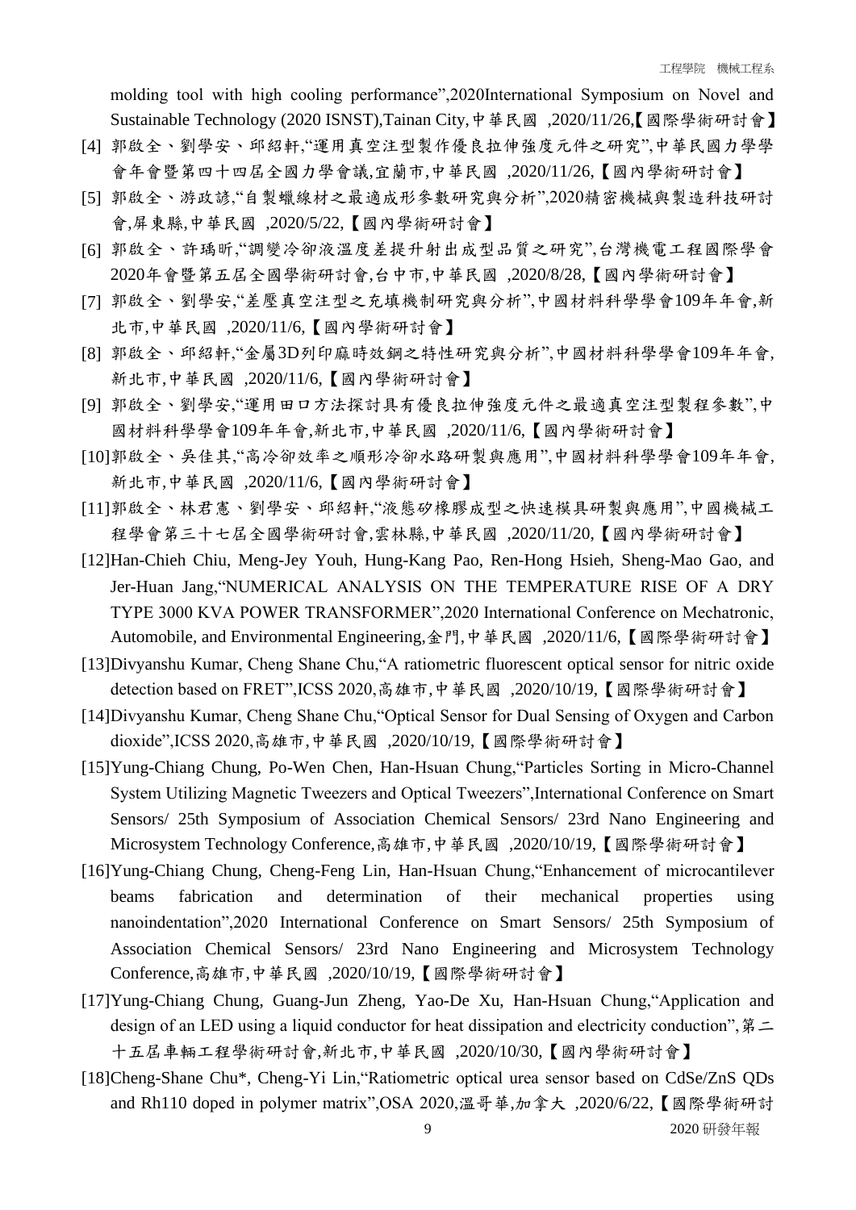molding tool with high cooling performance",2020International Symposium on Novel and Sustainable Technology (2020 ISNST),Tainan City,中華民國 ,2020/11/26,【國際學術研討會】

[4] 郭啟全、劉學安、邱紹軒,"運用真空注型製作優良拉伸強度元件之研究",中華民國力學學會年會暨第四十四屆全國力學會議,宜蘭市,中華民國 ,2020/11/26,【國內學術研討會】

[5] 郭啟全、游政諺,"自製蠟線材之最適成形參數研究與分析",2020精密機械與製造科技研討會,屏東縣,中華民國 ,2020/5/22,【國內學術研討會】

[6] 郭啟全、許瑀昕,"調變冷卻液溫度差提升射出成型品質之研究",台灣機電工程國際學會2020年會暨第五屆全國學術研討會,台中市,中華民國 ,2020/8/28,【國內學術研討會】

[7] 郭啟全、劉學安,"差壓真空注型之充填機制研究與分析",中國材料科學學會109年年會,新北市,中華民國 ,2020/11/6,【國內學術研討會】

[8] 郭啟全、邱紹軒,"金屬3D列印麻時效鋼之特性研究與分析",中國材料科學學會109年年會,新北市,中華民國 ,2020/11/6,【國內學術研討會】

[9] 郭啟全、劉學安,"運用田口方法探討具有優良拉伸強度元件之最適真空注型製程參數",中國材料科學學會109年年會,新北市,中華民國 ,2020/11/6,【國內學術研討會】

[10]郭啟全、吳佳其,"高冷卻效率之順形冷卻水路研製與應用",中國材料科學學會109年年會,新北市,中華民國 ,2020/11/6,【國內學術研討會】

[11]郭啟全、林君憲、劉學安、邱紹軒,"液態矽橡膠成型之快速模具研製與應用",中國機械工程學會第三十七屆全國學術研討會,雲林縣,中華民國 ,2020/11/20,【國內學術研討會】

[12]Han-Chieh Chiu, Meng-Jey Youh, Hung-Kang Pao, Ren-Hong Hsieh, Sheng-Mao Gao, and Jer-Huan Jang,"NUMERICAL ANALYSIS ON THE TEMPERATURE RISE OF A DRY TYPE 3000 KVA POWER TRANSFORMER",2020 International Conference on Mechatronic, Automobile, and Environmental Engineering,金門,中華民國 ,2020/11/6,【國際學術研討會】

[13]Divyanshu Kumar, Cheng Shane Chu,"A ratiometric fluorescent optical sensor for nitric oxide detection based on FRET",ICSS 2020,高雄市,中華民國 ,2020/10/19,【國際學術研討會】

[14]Divyanshu Kumar, Cheng Shane Chu,"Optical Sensor for Dual Sensing of Oxygen and Carbon dioxide",ICSS 2020,高雄市,中華民國 ,2020/10/19,【國際學術研討會】

[15]Yung-Chiang Chung, Po-Wen Chen, Han-Hsuan Chung,"Particles Sorting in Micro-Channel System Utilizing Magnetic Tweezers and Optical Tweezers",International Conference on Smart Sensors/ 25th Symposium of Association Chemical Sensors/ 23rd Nano Engineering and Microsystem Technology Conference,高雄市,中華民國 ,2020/10/19,【國際學術研討會】

[16]Yung-Chiang Chung, Cheng-Feng Lin, Han-Hsuan Chung,"Enhancement of microcantilever beams fabrication and determination of their mechanical properties using nanoindentation",2020 International Conference on Smart Sensors/ 25th Symposium of Association Chemical Sensors/ 23rd Nano Engineering and Microsystem Technology Conference,高雄市,中華民國 ,2020/10/19,【國際學術研討會】

[17]Yung-Chiang Chung, Guang-Jun Zheng, Yao-De Xu, Han-Hsuan Chung,"Application and design of an LED using a liquid conductor for heat dissipation and electricity conduction",第二十五屆車輛工程學術研討會,新北市,中華民國 ,2020/10/30,【國內學術研討會】

[18]Cheng-Shane Chu*, Cheng-Yi Lin,"Ratiometric optical urea sensor based on CdSe/ZnS QDs and Rh110 doped in polymer matrix",OSA 2020,溫哥華,加拿大 ,2020/6/22,【國際學術研討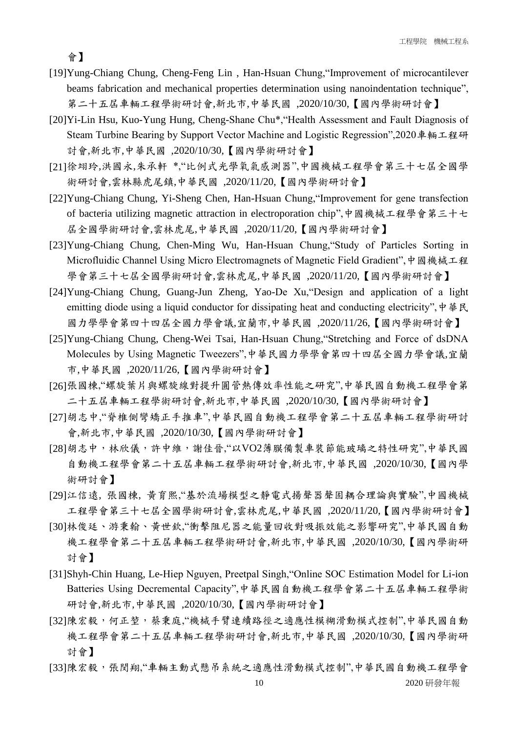會】

[19]Yung-Chiang Chung, Cheng-Feng Lin , Han-Hsuan Chung,"Improvement of microcantilever beams fabrication and mechanical properties determination using nanoindentation technique",第二十五屆車輛工程學術研討會,新北市,中華民國 ,2020/10/30,【國內學術研討會】

[20]Yi-Lin Hsu, Kuo-Yung Hung, Cheng-Shane Chu*,"Health Assessment and Fault Diagnosis of Steam Turbine Bearing by Support Vector Machine and Logistic Regression",2020車輛工程研討會,新北市,中華民國 ,2020/10/30,【國內學術研討會】

[21]徐翊玲,洪國永,朱承軒 *,"比例式光學氧氣感測器",中國機械工程學會第三十七屆全國學術研討會,雲林縣虎尾鎮,中華民國 ,2020/11/20,【國內學術研討會】

[22]Yung-Chiang Chung, Yi-Sheng Chen, Han-Hsuan Chung,"Improvement for gene transfection of bacteria utilizing magnetic attraction in electroporation chip",中國機械工程學會第三十七屆全國學術研討會,雲林虎尾,中華民國 ,2020/11/20,【國內學術研討會】

[23]Yung-Chiang Chung, Chen-Ming Wu, Han-Hsuan Chung,"Study of Particles Sorting in Microfluidic Channel Using Micro Electromagnets of Magnetic Field Gradient",中國機械工程學會第三十七屆全國學術研討會,雲林虎尾,中華民國 ,2020/11/20,【國內學術研討會】

[24]Yung-Chiang Chung, Guang-Jun Zheng, Yao-De Xu,"Design and application of a light emitting diode using a liquid conductor for dissipating heat and conducting electricity",中華民國力學學會第四十四屆全國力學會議,宜蘭市,中華民國 ,2020/11/26,【國內學術研討會】

[25]Yung-Chiang Chung, Cheng-Wei Tsai, Han-Hsuan Chung,"Stretching and Force of dsDNA Molecules by Using Magnetic Tweezers",中華民國力學學會第四十四屆全國力學會議,宜蘭市,中華民國 ,2020/11/26,【國內學術研討會】

[26]張國棟,"螺旋葉片與螺旋線對提升圓管熱傳效率性能之研究",中華民國自動機工程學會第二十五屆車輛工程學術研討會,新北市,中華民國 ,2020/10/30,【國內學術研討會】

[27]胡志中,"脊椎側彎矯正手推車",中華民國自動機工程學會第二十五屆車輛工程學術研討會,新北市,中華民國 ,2020/10/30,【國內學術研討會】

[28]胡志中，林欣儀，許中維，謝佳晉,"以VO2薄膜備製車裝節能玻璃之特性研究",中華民國自動機工程學會第二十五屆車輛工程學術研討會,新北市,中華民國 ,2020/10/30,【國內學術研討會】

[29]江信遠, 張國棟, 黃育熙,"基於流場模型之靜電式揚聲器聲固耦合理論與實驗",中國機械工程學會第三十七屆全國學術研討會,雲林虎尾,中華民國 ,2020/11/20,【國內學術研討會】

[30]林俊廷、游秉翰、黃世欽,"衝擊阻尼器之能量回收對吸振效能之影響研究",中華民國自動機工程學會第二十五屆車輛工程學術研討會,新北市,中華民國 ,2020/10/30,【國內學術研討會】

[31]Shyh-Chin Huang, Le-Hiep Nguyen, Preetpal Singh,"Online SOC Estimation Model for Li-ion Batteries Using Decremental Capacity",中華民國自動機工程學會第二十五屆車輛工程學術研討會,新北市,中華民國 ,2020/10/30,【國內學術研討會】

[32]陳宏毅，何正堃，蔡秉庭,"機械手臂連續路徑之適應性模糊滑動模式控制",中華民國自動機工程學會第二十五屆車輛工程學術研討會,新北市,中華民國 ,2020/10/30,【國內學術研討會】

[33]陳宏毅，張閔翔,"車輛主動式懸吊系統之適應性滑動模式控制",中華民國自動機工程學會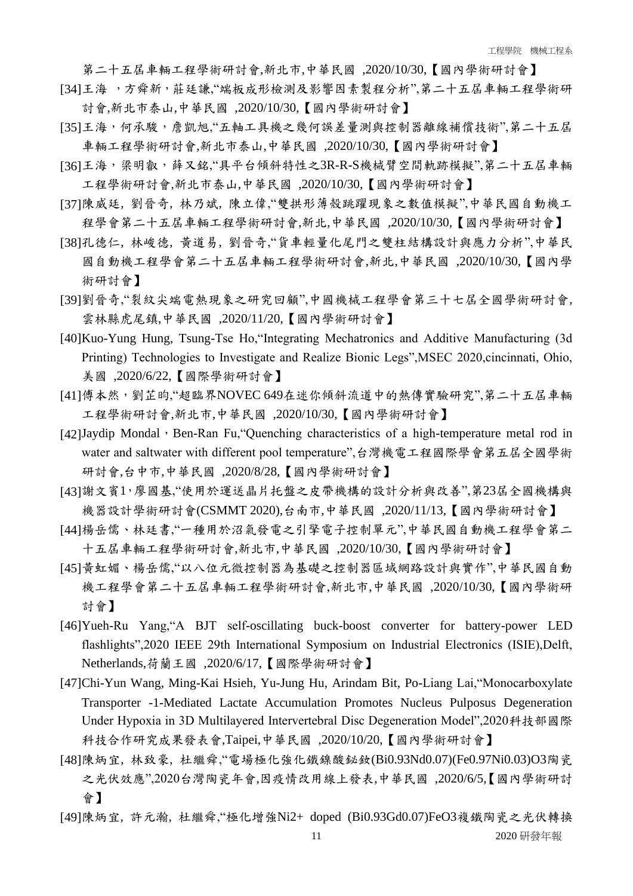第二十五屆車輛工程學術研討會,新北市,中華民國 ,2020/10/30,【國內學術研討會】

[34]王海 ，方舜新，莊廷謙,"端板成形檢測及影響因素製程分析",第二十五屆車輛工程學術研討會,新北市泰山,中華民國 ,2020/10/30,【國內學術研討會】

[35]王海，何承駿，詹凱旭,"五軸工具機之幾何誤差量測與控制器離線補償技術",第二十五屆車輛工程學術研討會,新北市泰山,中華民國 ,2020/10/30,【國內學術研討會】

[36]王海，梁明叡，薛又銘,"具平台傾斜特性之3R-R-S機械臂空間軌跡模擬",第二十五屆車輛工程學術研討會,新北市泰山,中華民國 ,2020/10/30,【國內學術研討會】

[37]陳威廷, 劉晉奇, 林乃斌, 陳立偉,"雙拱形薄殼跳躍現象之數值模擬",中華民國自動機工程學會第二十五屆車輛工程學術研討會,新北,中華民國 ,2020/10/30,【國內學術研討會】

[38]孔德仁, 林峻德, 黃道易, 劉晉奇,"貨車輕量化尾門之雙柱結構設計與應力分析",中華民國自動機工程學會第二十五屆車輛工程學術研討會,新北,中華民國 ,2020/10/30,【國內學術研討會】

[39]劉晉奇,"裂紋尖端電熱現象之研究回顧",中國機械工程學會第三十七屆全國學術研討會,雲林縣虎尾鎮,中華民國 ,2020/11/20,【國內學術研討會】

[40]Kuo-Yung Hung, Tsung-Tse Ho,"Integrating Mechatronics and Additive Manufacturing (3d Printing) Technologies to Investigate and Realize Bionic Legs",MSEC 2020,cincinnati, Ohio,美國 ,2020/6/22,【國際學術研討會】

[41]傅本然，劉芷昀,"超臨界NOVEC 649在迷你傾斜流道中的熱傳實驗研究",第二十五屆車輛工程學術研討會,新北市,中華民國 ,2020/10/30,【國內學術研討會】

[42]Jaydip Mondal，Ben-Ran Fu,"Quenching characteristics of a high-temperature metal rod in water and saltwater with different pool temperature",台灣機電工程國際學會第五屆全國學術研討會,台中市,中華民國 ,2020/8/28,【國內學術研討會】

[43]謝文賓1,廖國基,"使用於運送晶片托盤之皮帶機構的設計分析與改善",第23屆全國機構與機器設計學術研討會(CSMMT 2020),台南市,中華民國 ,2020/11/13,【國內學術研討會】

[44]楊岳儒、林廷書,"一種用於沼氣發電之引擎電子控制單元",中華民國自動機工程學會第二十五屆車輛工程學術研討會,新北市,中華民國 ,2020/10/30,【國內學術研討會】

[45]黃虹媚、楊岳儒,"以八位元微控制器為基礎之控制器區域網路設計與實作",中華民國自動機工程學會第二十五屆車輛工程學術研討會,新北市,中華民國 ,2020/10/30,【國內學術研討會】

[46]Yueh-Ru Yang,"A BJT self-oscillating buck-boost converter for battery-power LED flashlights",2020 IEEE 29th International Symposium on Industrial Electronics (ISIE),Delft, Netherlands,荷蘭王國 ,2020/6/17,【國際學術研討會】

[47]Chi-Yun Wang, Ming-Kai Hsieh, Yu-Jung Hu, Arindam Bit, Po-Liang Lai,"Monocarboxylate Transporter -1-Mediated Lactate Accumulation Promotes Nucleus Pulposus Degeneration Under Hypoxia in 3D Multilayered Intervertebral Disc Degeneration Model",2020科技部國際科技合作研究成果發表會,Taipei,中華民國 ,2020/10/20,【國內學術研討會】

[48]陳炳宜, 林致豪, 杜繼舜,"電場極化強化鐵鎳酸鉍釹$(Bi_{0.93}Nd_{0.07})(Fe_{0.97}Ni_{0.03})O_3$陶瓷之光伏效應",2020台灣陶瓷年會,因疫情改用線上發表,中華民國 ,2020/6/5,【國內學術研討會】

[49]陳炳宜, 許元瀚, 杜繼舜,"極化增強$Ni^{2+}$ doped $(Bi_{0.93}Gd_{0.07})FeO_3$複鐵陶瓷之光伏轉換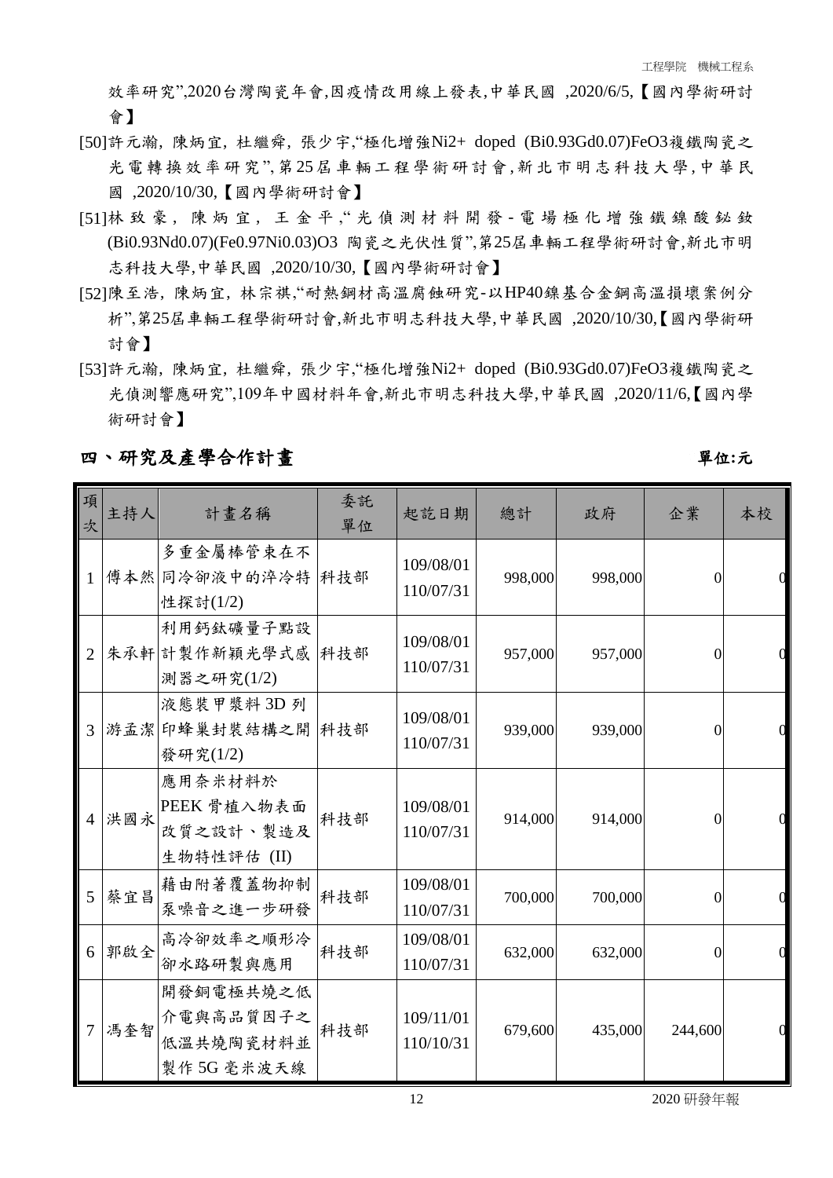效率研究",2020台灣陶瓷年會,因疫情改用線上發表,中華民國 ,2020/6/5,【國內學術研討會】

[50]許元瀚, 陳炳宜, 杜繼舜, 張少宇,"極化增強$Ni^{2+}$ doped $(Bi_{0.93}Gd_{0.07})FeO_3$複鐵陶瓷之光電轉換效率研究",第25屆車輛工程學術研討會,新北市明志科技大學,中華民國 ,2020/10/30,【國內學術研討會】

[51]林致豪, 陳炳宜, 王金平,"光偵測材料開發-電場極化增強鐵鎳酸鉍釹 $(Bi_{0.93}Nd_{0.07})(Fe_{0.97}Ni_{0.03})O_3$ 陶瓷之光伏性質",第25屆車輛工程學術研討會,新北市明志科技大學,中華民國 ,2020/10/30,【國內學術研討會】

[52]陳至浩, 陳炳宜, 林宗祺,"耐熱鋼材高溫腐蝕研究-以HP40鎳基合金鋼高溫損壞案例分析",第25屆車輛工程學術研討會,新北市明志科技大學,中華民國 ,2020/10/30,【國內學術研討會】

[53]許元瀚, 陳炳宜, 杜繼舜, 張少宇,"極化增強$Ni^{2+}$ doped $(Bi_{0.93}Gd_{0.07})FeO_3$複鐵陶瓷之光偵測響應研究",109年中國材料年會,新北市明志科技大學,中華民國 ,2020/11/6,【國內學術研討會】

## 四、研究及產學合作計畫

**單位:元**

| 項次 | 主持人 | 計畫名稱 | 委託單位 | 起訖日期 | 總計 | 政府 | 企業 | 本校 |
|---|---|---|---|---|---|---|---|---|
| 1 | 傅本然 | 多重金屬棒管束在不同冷卻液中的淬冷特性探討(1/2) | 科技部 | 109/08/01 110/07/31 | 998,000 | 998,000 | 0 | 0 |
| 2 | 朱承軒 | 利用鈣鈦礦量子點設計製作新穎光學式感測器之研究(1/2) | 科技部 | 109/08/01 110/07/31 | 957,000 | 957,000 | 0 | 0 |
| 3 | 游孟潔 | 液態裝甲漿料 3D 列印蜂巢封裝結構之開發研究(1/2) | 科技部 | 109/08/01 110/07/31 | 939,000 | 939,000 | 0 | 0 |
| 4 | 洪國永 | 應用奈米材料於 PEEK 骨植入物表面改質之設計、製造及生物特性評估 (II) | 科技部 | 109/08/01 110/07/31 | 914,000 | 914,000 | 0 | 0 |
| 5 | 蔡宜昌 | 藉由附著覆蓋物抑制泵噪音之進一步研發 | 科技部 | 109/08/01 110/07/31 | 700,000 | 700,000 | 0 | 0 |
| 6 | 郭啟全 | 高冷卻效率之順形冷卻水路研製與應用 | 科技部 | 109/08/01 110/07/31 | 632,000 | 632,000 | 0 | 0 |
| 7 | 馮奎智 | 開發銅電極共燒之低介電與高品質因子之低溫共燒陶瓷材料並製作 5G 毫米波天線 | 科技部 | 109/11/01 110/10/31 | 679,600 | 435,000 | 244,600 | 0 |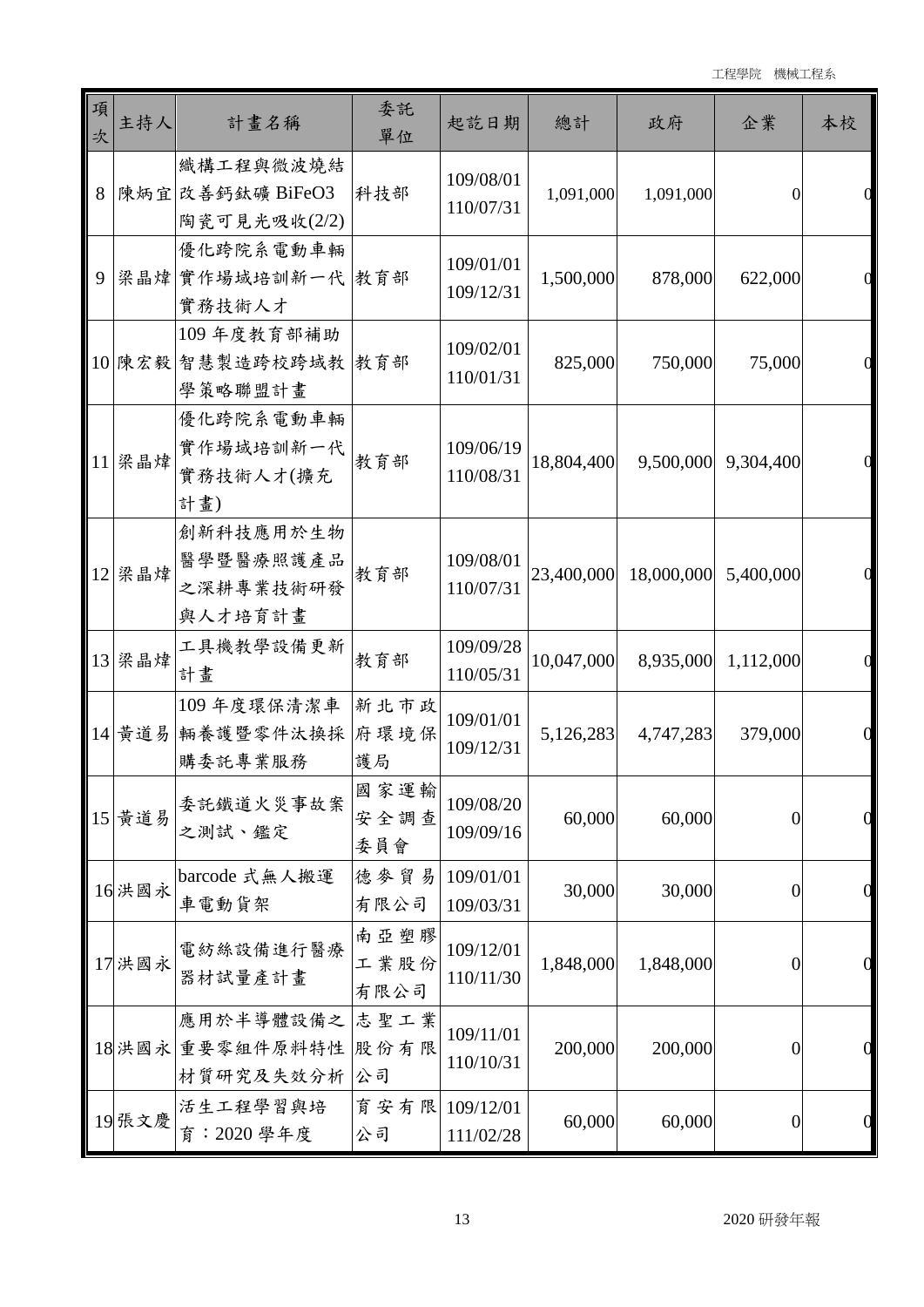| 項次 | 主持人 | 計畫名稱 | 委託單位 | 起訖日期 | 總計 | 政府 | 企業 | 本校 |
|---|---|---|---|---|---|---|---|---|
| 8 | 陳炳宜 | 織構工程與微波燒結改善鈣鈦礦 BiFeO3 陶瓷可見光吸收(2/2) | 科技部 | 109/08/01 110/07/31 | 1,091,000 | 1,091,000 | 0 | 0 |
| 9 | 梁晶煒 | 優化跨院系電動車輛實作場域培訓新一代實務技術人才 | 教育部 | 109/01/01 109/12/31 | 1,500,000 | 878,000 | 622,000 | 0 |
| 10 | 陳宏毅 | 109 年度教育部補助智慧製造跨校跨域教學策略聯盟計畫 | 教育部 | 109/02/01 110/01/31 | 825,000 | 750,000 | 75,000 | 0 |
| 11 | 梁晶煒 | 優化跨院系電動車輛實作場域培訓新一代實務技術人才(擴充計畫) | 教育部 | 109/06/19 110/08/31 | 18,804,400 | 9,500,000 | 9,304,400 | 0 |
| 12 | 梁晶煒 | 創新科技應用於生物醫學暨醫療照護產品之深耕專業技術研發與人才培育計畫 | 教育部 | 109/08/01 110/07/31 | 23,400,000 | 18,000,000 | 5,400,000 | 0 |
| 13 | 梁晶煒 | 工具機教學設備更新計畫 | 教育部 | 109/09/28 110/05/31 | 10,047,000 | 8,935,000 | 1,112,000 | 0 |
| 14 | 黃道易 | 109 年度環保清潔車輛養護暨零件汰換採購委託專業服務 | 新北市政府環境保護局 | 109/01/01 109/12/31 | 5,126,283 | 4,747,283 | 379,000 | 0 |
| 15 | 黃道易 | 委託鐵道火災事故案之測試、鑑定 | 國家運輸安全調查委員會 | 109/08/20 109/09/16 | 60,000 | 60,000 | 0 | 0 |
| 16 | 洪國永 | barcode 式無人搬運車電動貨架 | 德麥貿易有限公司 | 109/01/01 109/03/31 | 30,000 | 30,000 | 0 | 0 |
| 17 | 洪國永 | 電紡絲設備進行醫療器材試量產計畫 | 南亞塑膠工業股份有限公司 | 109/12/01 110/11/30 | 1,848,000 | 1,848,000 | 0 | 0 |
| 18 | 洪國永 | 應用於半導體設備之重要零組件原料特性材質研究及失效分析 | 志聖工業股份有限公司 | 109/11/01 110/10/31 | 200,000 | 200,000 | 0 | 0 |
| 19 | 張文慶 | 活生工程學習與培育：2020 學年度 | 育安有限公司 | 109/12/01 111/02/28 | 60,000 | 60,000 | 0 | 0 |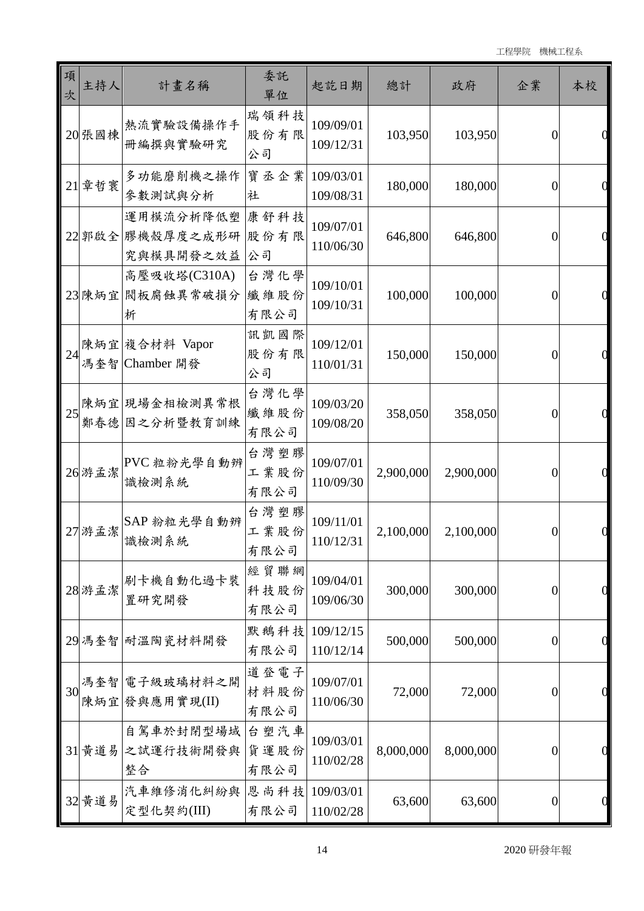| 項次 | 主持人 | 計畫名稱 | 委託單位 | 起訖日期 | 總計 | 政府 | 企業 | 本校 |
|---|---|---|---|---|---|---|---|---|
| 20 | 張國棟 | 熱流實驗設備操作手冊編撰與實驗研究 | 瑞領科技股份有限公司 | 109/09/01 109/12/31 | 103,950 | 103,950 | 0 | 0 |
| 21 | 章哲寰 | 多功能磨削機之操作參數測試與分析 | 寶丞企業社 | 109/03/01 109/08/31 | 180,000 | 180,000 | 0 | 0 |
| 22 | 郭啟全 | 運用模流分析降低塑膠機殼厚度之成形研究與模具開發之效益 | 康舒科技股份有限公司 | 109/07/01 110/06/30 | 646,800 | 646,800 | 0 | 0 |
| 23 | 陳炳宜 | 高壓吸收塔(C310A)閥板腐蝕異常破損分析 | 台灣化學纖維股份有限公司 | 109/10/01 109/10/31 | 100,000 | 100,000 | 0 | 0 |
| 24 | 陳炳宜 馮奎智 | 複合材料 Vapor Chamber 開發 | 訊凱國際股份有限公司 | 109/12/01 110/01/31 | 150,000 | 150,000 | 0 | 0 |
| 25 | 陳炳宜 鄭春德 | 現場金相檢測異常根因之分析暨教育訓練 | 台灣化學纖維股份有限公司 | 109/03/20 109/08/20 | 358,050 | 358,050 | 0 | 0 |
| 26 | 游孟潔 | PVC 粒粉光學自動辨識檢測系統 | 台灣塑膠工業股份有限公司 | 109/07/01 110/09/30 | 2,900,000 | 2,900,000 | 0 | 0 |
| 27 | 游孟潔 | SAP 粉粒光學自動辨識檢測系統 | 台灣塑膠工業股份有限公司 | 109/11/01 110/12/31 | 2,100,000 | 2,100,000 | 0 | 0 |
| 28 | 游孟潔 | 刷卡機自動化過卡裝置研究開發 | 經貿聯網科技股份有限公司 | 109/04/01 109/06/30 | 300,000 | 300,000 | 0 | 0 |
| 29 | 馮奎智 | 耐溫陶瓷材料開發 | 默鵜科技有限公司 | 109/12/15 110/12/14 | 500,000 | 500,000 | 0 | 0 |
| 30 | 馮奎智 陳炳宜 | 電子級玻璃材料之開發與應用實現(II) | 道登電子材料股份有限公司 | 109/07/01 110/06/30 | 72,000 | 72,000 | 0 | 0 |
| 31 | 黃道易 | 自駕車於封閉型場域之試運行技術開發與整合 | 台塑汽車貨運股份有限公司 | 109/03/01 110/02/28 | 8,000,000 | 8,000,000 | 0 | 0 |
| 32 | 黃道易 | 汽車維修消化糾紛與定型化契約(III) | 恩尚科技有限公司 | 109/03/01 110/02/28 | 63,600 | 63,600 | 0 | 0 |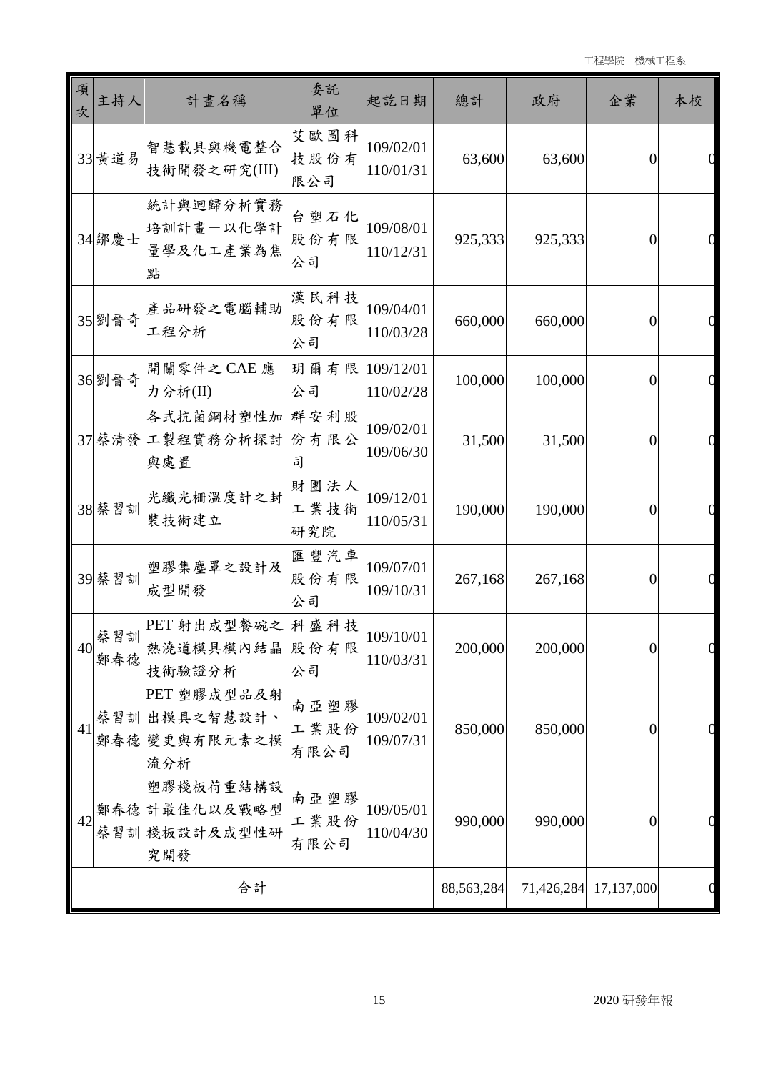| 項次 | 主持人 | 計畫名稱 | 委託單位 | 起訖日期 | 總計 | 政府 | 企業 | 本校 |
|---|---|---|---|---|---|---|---|---|
| 33 | 黃道易 | 智慧載具與機電整合技術開發之研究(III) | 艾歐圖科技股份有限公司 | 109/02/01 110/01/31 | 63,600 | 63,600 | 0 | 0 |
| 34 | 鄒慶士 | 統計與迴歸分析實務培訓計畫－以化學計量學及化工產業為焦點 | 台塑石化股份有限公司 | 109/08/01 110/12/31 | 925,333 | 925,333 | 0 | 0 |
| 35 | 劉晉奇 | 產品研發之電腦輔助工程分析 | 漢民科技股份有限公司 | 109/04/01 110/03/28 | 660,000 | 660,000 | 0 | 0 |
| 36 | 劉晉奇 | 開關零件之 CAE 應力分析(II) | 玥爾有限公司 | 109/12/01 110/02/28 | 100,000 | 100,000 | 0 | 0 |
| 37 | 蔡清發 | 各式抗菌鋼材塑性加工製程實務分析探討與處置 | 群安利股份有限公司 | 109/02/01 109/06/30 | 31,500 | 31,500 | 0 | 0 |
| 38 | 蔡習訓 | 光纖光柵溫度計之封裝技術建立 | 財團法人工業技術研究院 | 109/12/01 110/05/31 | 190,000 | 190,000 | 0 | 0 |
| 39 | 蔡習訓 | 塑膠集塵罩之設計及成型開發 | 匯豐汽車股份有限公司 | 109/07/01 109/10/31 | 267,168 | 267,168 | 0 | 0 |
| 40 | 蔡習訓 鄭春德 | PET 射出成型餐碗之熱澆道模具模內結晶技術驗證分析 | 科盛科技股份有限公司 | 109/10/01 110/03/31 | 200,000 | 200,000 | 0 | 0 |
| 41 | 蔡習訓 鄭春德 | PET 塑膠成型品及射出模具之智慧設計、變更與有限元素之模流分析 | 南亞塑膠工業股份有限公司 | 109/02/01 109/07/31 | 850,000 | 850,000 | 0 | 0 |
| 42 | 鄭春德 蔡習訓 | 塑膠棧板荷重結構設計最佳化以及戰略型棧板設計及成型性研究開發 | 南亞塑膠工業股份有限公司 | 109/05/01 110/04/30 | 990,000 | 990,000 | 0 | 0 |
| 合計 | | | | | 88,563,284 | 71,426,284 | 17,137,000 | 0 |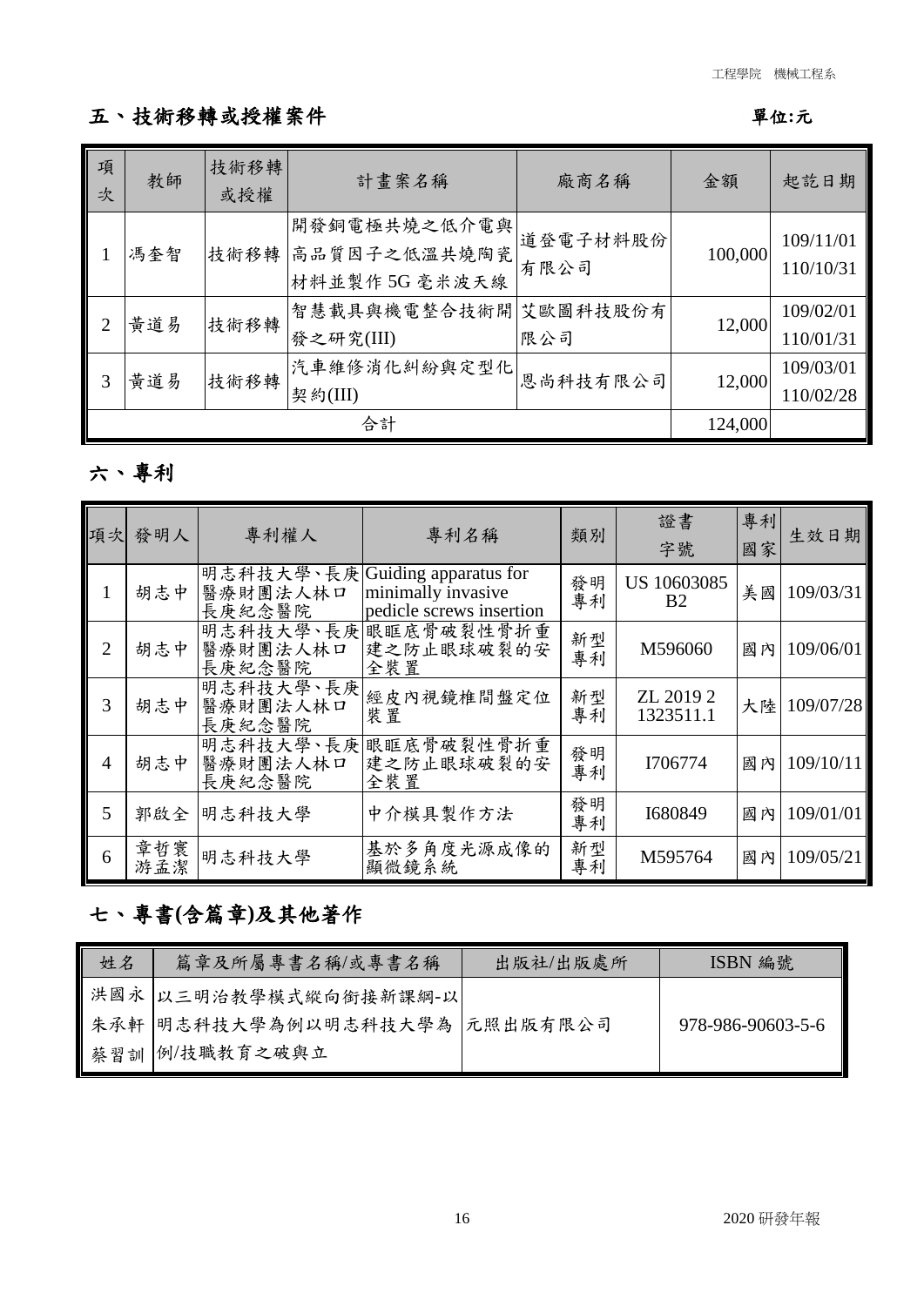## 五、技術移轉或授權案件

單位:元

| 項次 | 教師 | 技術移轉或授權 | 計畫案名稱 | 廠商名稱 | 金額 | 起訖日期 |
|---|---|---|---|---|---|---|
| 1 | 馮奎智 | 技術移轉 | 開發銅電極共燒之低介電與高品質因子之低溫共燒陶瓷材料並製作 5G 毫米波天線 | 道登電子材料股份有限公司 | 100,000 | 109/11/01 110/10/31 |
| 2 | 黃道易 | 技術移轉 | 智慧載具與機電整合技術開發之研究(III) | 艾歐圖科技股份有限公司 | 12,000 | 109/02/01 110/01/31 |
| 3 | 黃道易 | 技術移轉 | 汽車維修消化糾紛與定型化契約(III) | 恩尚科技有限公司 | 12,000 | 109/03/01 110/02/28 |
| 合計 | | | | | 124,000 | |

## 六、專利

| 項次 | 發明人 | 專利權人 | 專利名稱 | 類別 | 證書字號 | 專利國家 | 生效日期 |
|---|---|---|---|---|---|---|---|
| 1 | 胡志中 | 明志科技大學、長庚醫療財團法人林口長庚紀念醫院 | Guiding apparatus for minimally invasive pedicle screws insertion | 發明專利 | US 10603085 B2 | 美國 | 109/03/31 |
| 2 | 胡志中 | 明志科技大學、長庚醫療財團法人林口長庚紀念醫院 | 眼眶底骨破裂性骨折重建之防止眼球破裂的安全裝置 | 新型專利 | M596060 | 國內 | 109/06/01 |
| 3 | 胡志中 | 明志科技大學、長庚醫療財團法人林口長庚紀念醫院 | 經皮內視鏡椎間盤定位裝置 | 新型專利 | ZL 2019 2 1323511.1 | 大陸 | 109/07/28 |
| 4 | 胡志中 | 明志科技大學、長庚醫療財團法人林口長庚紀念醫院 | 眼眶底骨破裂性骨折重建之防止眼球破裂的安全裝置 | 發明專利 | I706774 | 國內 | 109/10/11 |
| 5 | 郭啟全 | 明志科技大學 | 中介模具製作方法 | 發明專利 | I680849 | 國內 | 109/01/01 |
| 6 | 章哲寰 游孟潔 | 明志科技大學 | 基於多角度光源成像的顯微鏡系統 | 新型專利 | M595764 | 國內 | 109/05/21 |

## 七、專書(含篇章)及其他著作

| 姓名 | 篇章及所屬專書名稱/或專書名稱 | 出版社/出版處所 | ISBN 編號 |
|---|---|---|---|
| 洪國永 朱承軒 蔡習訓 | 以三明治教學模式縱向銜接新課綱-以明志科技大學為例以明志科技大學為例/技職教育之破與立 | 元照出版有限公司 | 978-986-90603-5-6 |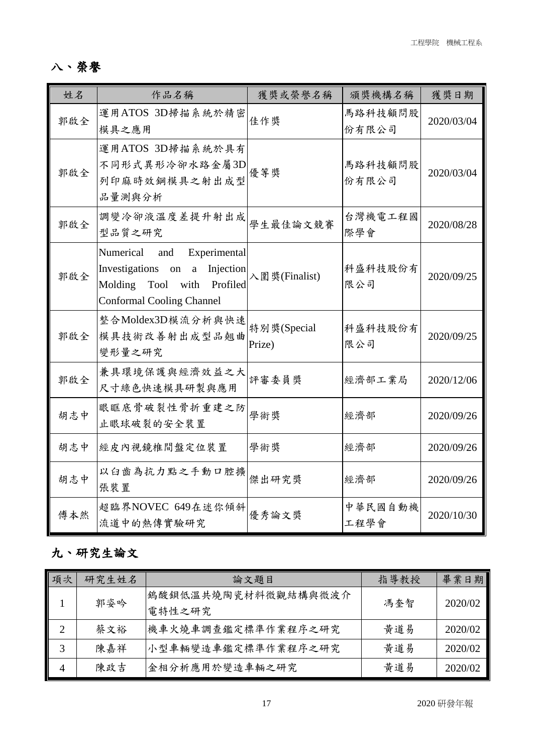## 八、榮譽

| 姓名 | 作品名稱 | 獲獎或榮譽名稱 | 頒獎機構名稱 | 獲獎日期 |
|---|---|---|---|---|
| 郭啟全 | 運用ATOS 3D掃描系統於精密模具之應用 | 佳作獎 | 馬路科技顧問股份有限公司 | 2020/03/04 |
| 郭啟全 | 運用ATOS 3D掃描系統於具有不同形式異形冷卻水路金屬3D列印麻時效鋼模具之射出成型品量測與分析 | 優等獎 | 馬路科技顧問股份有限公司 | 2020/03/04 |
| 郭啟全 | 調變冷卻液溫度差提升射出成型品質之研究 | 學生最佳論文競賽 | 台灣機電工程國際學會 | 2020/08/28 |
| 郭啟全 | Numerical and Experimental Investigations on a Injection Molding Tool with Profiled Conformal Cooling Channel | 入圍獎(Finalist) | 科盛科技股份有限公司 | 2020/09/25 |
| 郭啟全 | 整合Moldex3D模流分析與快速模具技術改善射出成型品翹曲變形量之研究 | 特別獎(Special Prize) | 科盛科技股份有限公司 | 2020/09/25 |
| 郭啟全 | 兼具環境保護與經濟效益之大尺寸綠色快速模具研製與應用 | 評審委員獎 | 經濟部工業局 | 2020/12/06 |
| 胡志中 | 眼眶底骨破裂性骨折重建之防止眼球破裂的安全裝置 | 學術獎 | 經濟部 | 2020/09/26 |
| 胡志中 | 經皮內視鏡椎間盤定位裝置 | 學術獎 | 經濟部 | 2020/09/26 |
| 胡志中 | 以臼齒為抗力點之手動口腔擴張裝置 | 傑出研究獎 | 經濟部 | 2020/09/26 |
| 傅本然 | 超臨界NOVEC 649在迷你傾斜流道中的熱傳實驗研究 | 優秀論文獎 | 中華民國自動機工程學會 | 2020/10/30 |

## 九、研究生論文

| 項次 | 研究生姓名 | 論文題目 | 指導教授 | 畢業日期 |
|---|---|---|---|---|
| 1 | 郭姿吟 | 鎢酸鋇低溫共燒陶瓷材料微觀結構與微波介電特性之研究 | 馮奎智 | 2020/02 |
| 2 | 蔡文裕 | 機車火燒車調查鑑定標準作業程序之研究 | 黃道易 | 2020/02 |
| 3 | 陳嘉祥 | 小型車輛變造車鑑定標準作業程序之研究 | 黃道易 | 2020/02 |
| 4 | 陳政吉 | 金相分析應用於變造車輛之研究 | 黃道易 | 2020/02 |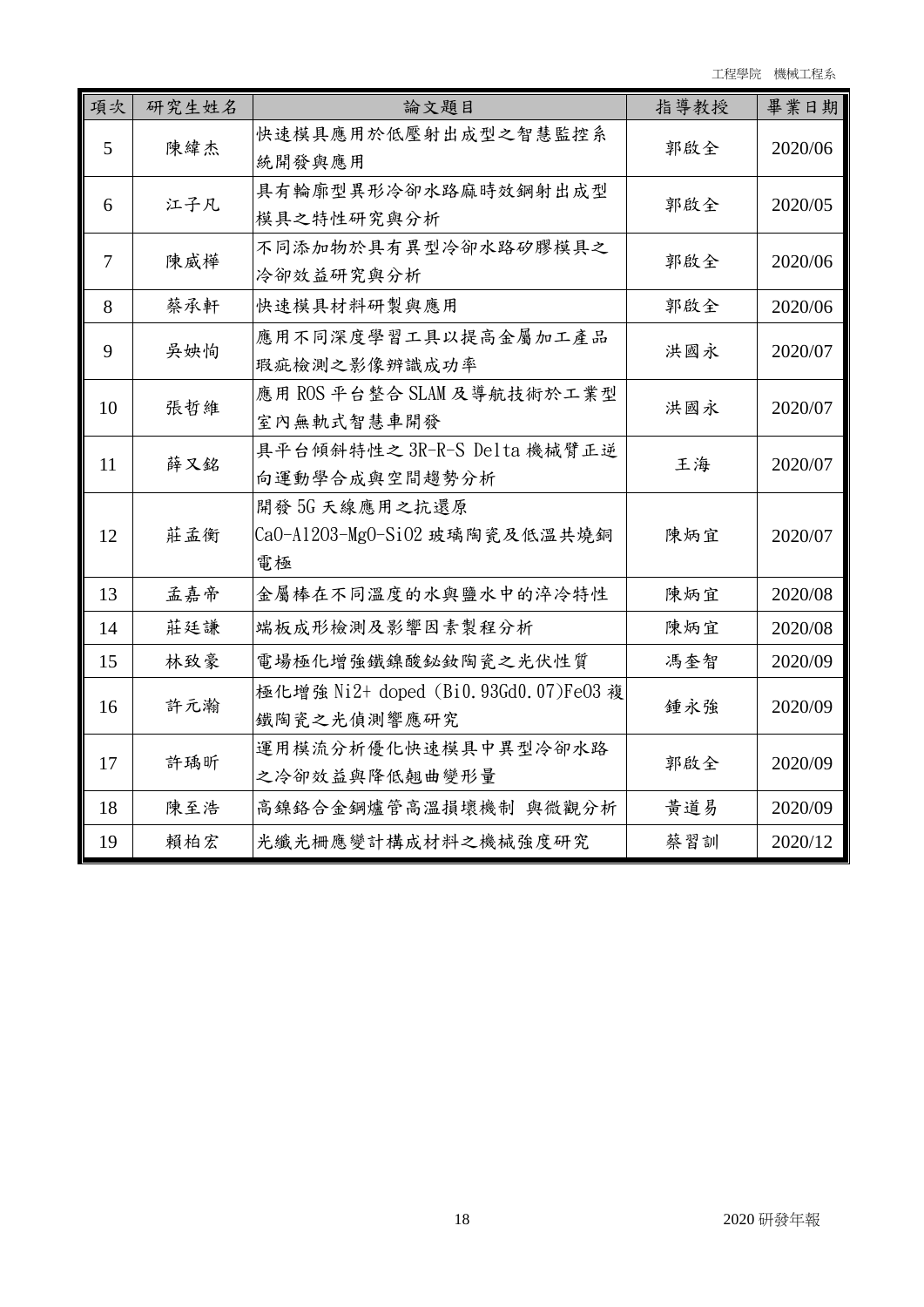| 項次 | 研究生姓名 | 論文題目 | 指導教授 | 畢業日期 |
|---|---|---|---|---|
| 5 | 陳緯杰 | 快速模具應用於低壓射出成型之智慧監控系統開發與應用 | 郭啟全 | 2020/06 |
| 6 | 江子凡 | 具有輪廓型異形冷卻水路麻時效鋼射出成型模具之特性研究與分析 | 郭啟全 | 2020/05 |
| 7 | 陳威樺 | 不同添加物於具有異型冷卻水路矽膠模具之冷卻效益研究與分析 | 郭啟全 | 2020/06 |
| 8 | 蔡承軒 | 快速模具材料研製與應用 | 郭啟全 | 2020/06 |
| 9 | 吳姎恂 | 應用不同深度學習工具以提高金屬加工產品瑕疵檢測之影像辨識成功率 | 洪國永 | 2020/07 |
| 10 | 張哲維 | 應用 ROS 平台整合 SLAM 及導航技術於工業型室內無軌式智慧車開發 | 洪國永 | 2020/07 |
| 11 | 薛又銘 | 具平台傾斜特性之 3R-R-S Delta 機械臂正逆向運動學合成與空間趨勢分析 | 王海 | 2020/07 |
| 12 | 莊孟衡 | 開發 5G 天線應用之抗還原 CaO-Al2O3-MgO-SiO2 玻璃陶瓷及低溫共燒銅電極 | 陳炳宜 | 2020/07 |
| 13 | 孟嘉帝 | 金屬棒在不同溫度的水與鹽水中的淬冷特性 | 陳炳宜 | 2020/08 |
| 14 | 莊廷謙 | 端板成形檢測及影響因素製程分析 | 陳炳宜 | 2020/08 |
| 15 | 林致豪 | 電場極化增強鐵鎳酸鉍釹陶瓷之光伏性質 | 馮奎智 | 2020/09 |
| 16 | 許元瀚 | 極化增強 Ni2+ doped (Bi0.93Gd0.07)FeO3 複鐵陶瓷之光偵測響應研究 | 鍾永強 | 2020/09 |
| 17 | 許瑀昕 | 運用模流分析優化快速模具中異型冷卻水路之冷卻效益與降低翹曲變形量 | 郭啟全 | 2020/09 |
| 18 | 陳至浩 | 高鎳鉻合金鋼爐管高溫損壞機制 與微觀分析 | 黃道易 | 2020/09 |
| 19 | 賴柏宏 | 光纖光柵應變計構成材料之機械強度研究 | 蔡習訓 | 2020/12 |